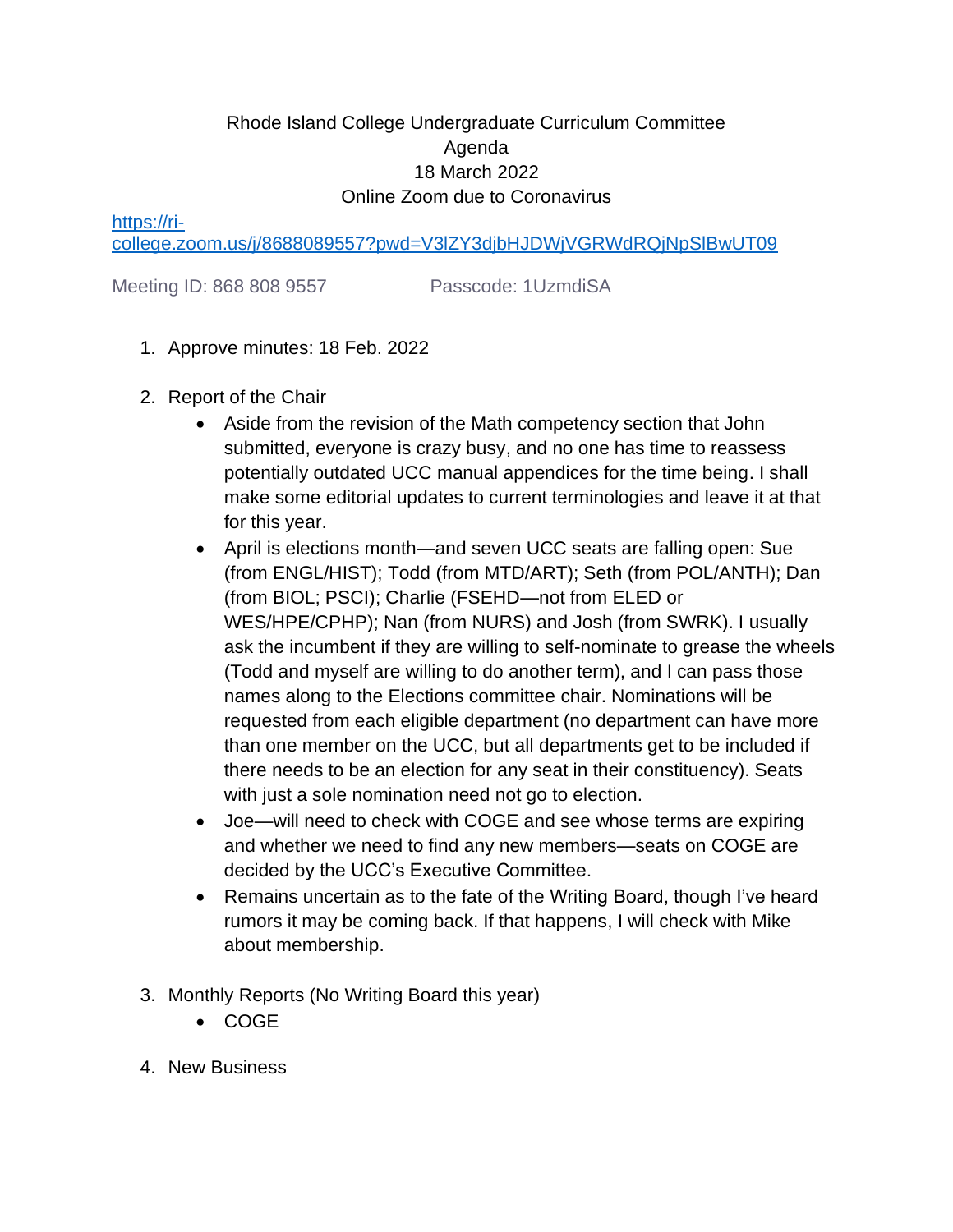# Rhode Island College Undergraduate Curriculum Committee

Agenda

18 March 2022

Online Zoom due to Coronavirus

https://ri-college.zoom.us/j/8688089557?pwd=V3lZY3djbHJDWjVGRWdRQjNpSlBwUT09

Meeting ID: 868 808 9557 Passcode: 1UzmdiSA

1. Approve minutes: 18 Feb. 2022

2. Report of the Chair
   - Aside from the revision of the Math competency section that John submitted, everyone is crazy busy, and no one has time to reassess potentially outdated UCC manual appendices for the time being. I shall make some editorial updates to current terminologies and leave it at that for this year.
   - April is elections month—and seven UCC seats are falling open: Sue (from ENGL/HIST); Todd (from MTD/ART); Seth (from POL/ANTH); Dan (from BIOL; PSCI); Charlie (FSEHD—not from ELED or WES/HPE/CPHP); Nan (from NURS) and Josh (from SWRK). I usually ask the incumbent if they are willing to self-nominate to grease the wheels (Todd and myself are willing to do another term), and I can pass those names along to the Elections committee chair. Nominations will be requested from each eligible department (no department can have more than one member on the UCC, but all departments get to be included if there needs to be an election for any seat in their constituency). Seats with just a sole nomination need not go to election.
   - Joe—will need to check with COGE and see whose terms are expiring and whether we need to find any new members—seats on COGE are decided by the UCC's Executive Committee.
   - Remains uncertain as to the fate of the Writing Board, though I've heard rumors it may be coming back. If that happens, I will check with Mike about membership.

3. Monthly Reports (No Writing Board this year)
   - COGE

4. New Business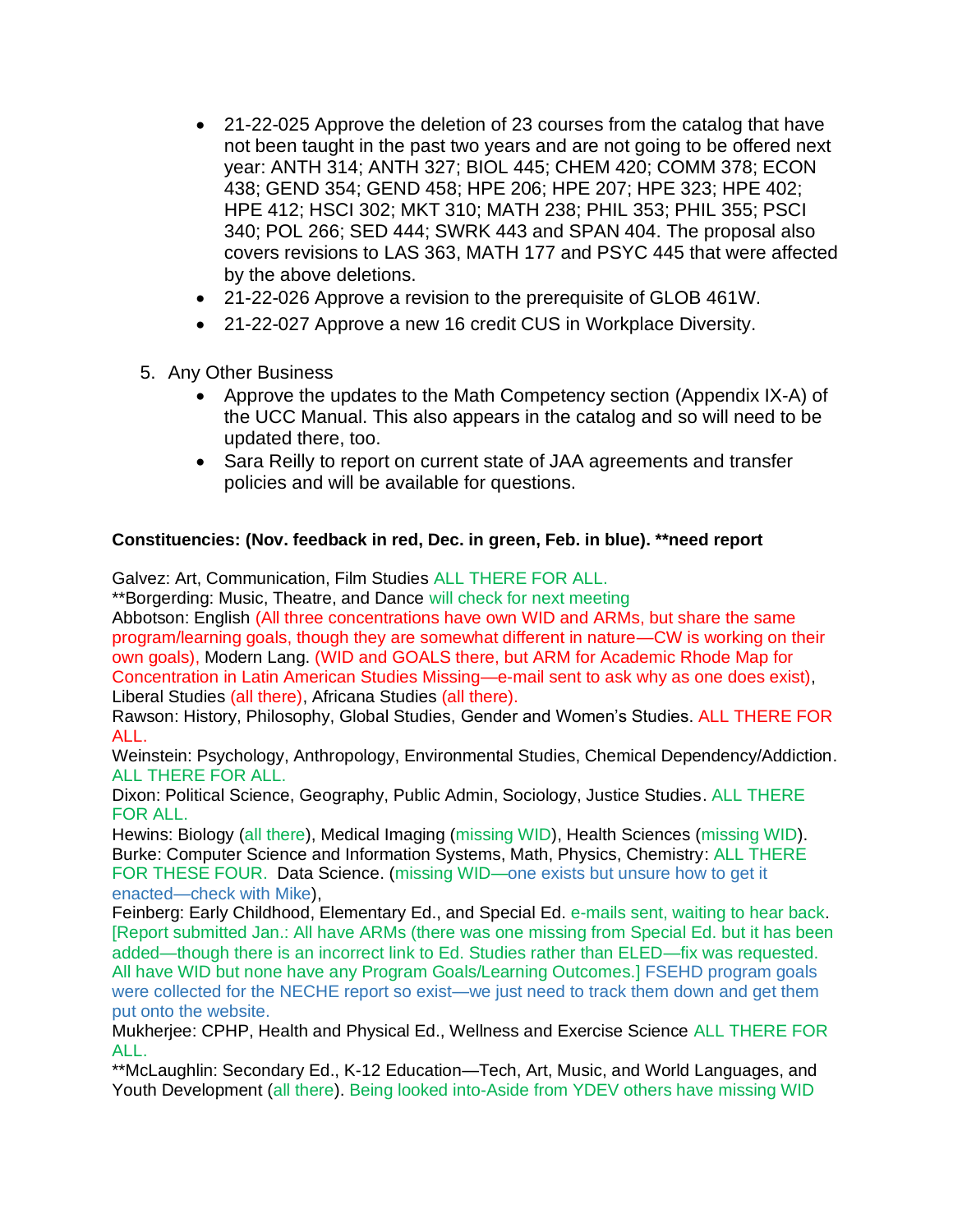- 21-22-025 Approve the deletion of 23 courses from the catalog that have not been taught in the past two years and are not going to be offered next year: ANTH 314; ANTH 327; BIOL 445; CHEM 420; COMM 378; ECON 438; GEND 354; GEND 458; HPE 206; HPE 207; HPE 323; HPE 402; HPE 412; HSCI 302; MKT 310; MATH 238; PHIL 353; PHIL 355; PSCI 340; POL 266; SED 444; SWRK 443 and SPAN 404. The proposal also covers revisions to LAS 363, MATH 177 and PSYC 445 that were affected by the above deletions.
- 21-22-026 Approve a revision to the prerequisite of GLOB 461W.
- 21-22-027 Approve a new 16 credit CUS in Workplace Diversity.

5. Any Other Business
   - Approve the updates to the Math Competency section (Appendix IX-A) of the UCC Manual. This also appears in the catalog and so will need to be updated there, too.
   - Sara Reilly to report on current state of JAA agreements and transfer policies and will be available for questions.

**Constituencies: (Nov. feedback in red, Dec. in green, Feb. in blue). **need report**

Galvez: Art, Communication, Film Studies ALL THERE FOR ALL.
**Borgerding: Music, Theatre, and Dance will check for next meeting
Abbotson: English (All three concentrations have own WID and ARMs, but share the same program/learning goals, though they are somewhat different in nature—CW is working on their own goals), Modern Lang. (WID and GOALS there, but ARM for Academic Rhode Map for Concentration in Latin American Studies Missing—e-mail sent to ask why as one does exist), Liberal Studies (all there), Africana Studies (all there).
Rawson: History, Philosophy, Global Studies, Gender and Women's Studies. ALL THERE FOR ALL.
Weinstein: Psychology, Anthropology, Environmental Studies, Chemical Dependency/Addiction. ALL THERE FOR ALL.
Dixon: Political Science, Geography, Public Admin, Sociology, Justice Studies. ALL THERE FOR ALL.
Hewins: Biology (all there), Medical Imaging (missing WID), Health Sciences (missing WID).
Burke: Computer Science and Information Systems, Math, Physics, Chemistry: ALL THERE FOR THESE FOUR. Data Science. (missing WID—one exists but unsure how to get it enacted—check with Mike),
Feinberg: Early Childhood, Elementary Ed., and Special Ed. e-mails sent, waiting to hear back. [Report submitted Jan.: All have ARMs (there was one missing from Special Ed. but it has been added—though there is an incorrect link to Ed. Studies rather than ELED—fix was requested. All have WID but none have any Program Goals/Learning Outcomes.] FSEHD program goals were collected for the NECHE report so exist—we just need to track them down and get them put onto the website.
Mukherjee: CPHP, Health and Physical Ed., Wellness and Exercise Science ALL THERE FOR ALL.
**McLaughlin: Secondary Ed., K-12 Education—Tech, Art, Music, and World Languages, and Youth Development (all there). Being looked into-Aside from YDEV others have missing WID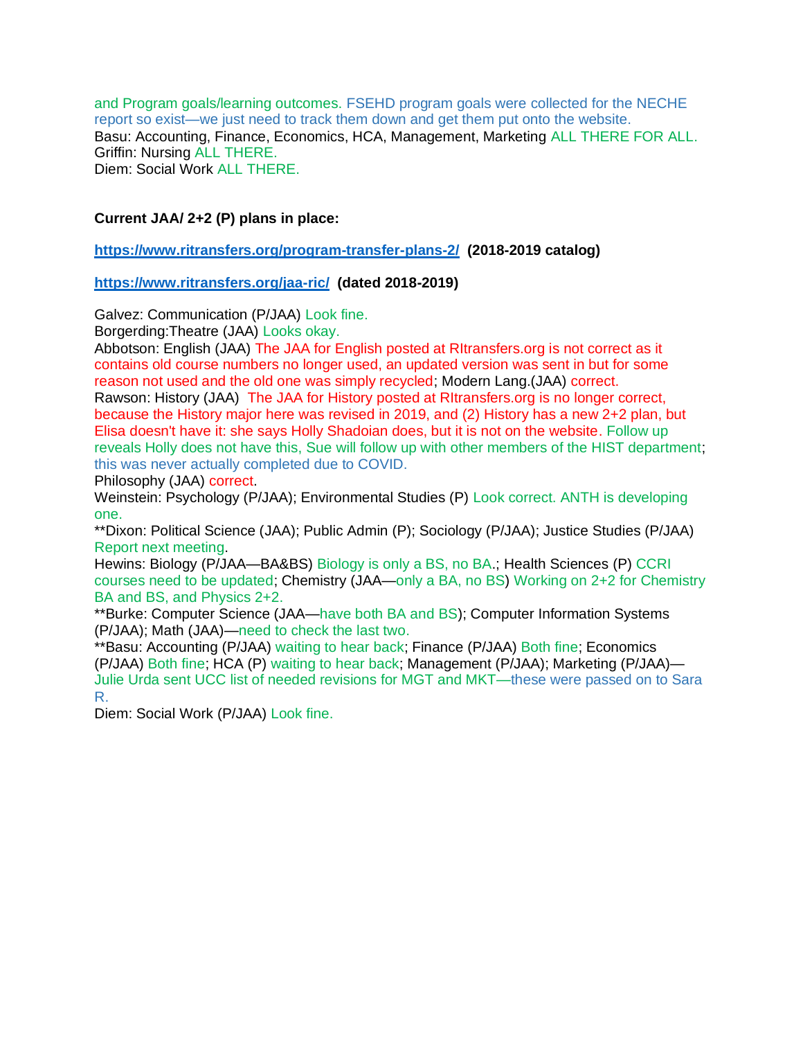and Program goals/learning outcomes. FSEHD program goals were collected for the NECHE report so exist—we just need to track them down and get them put onto the website.
Basu: Accounting, Finance, Economics, HCA, Management, Marketing ALL THERE FOR ALL.
Griffin: Nursing ALL THERE.
Diem: Social Work ALL THERE.

**Current JAA/ 2+2 (P) plans in place:**

**https://www.ritransfers.org/program-transfer-plans-2/ (2018-2019 catalog)**

**https://www.ritransfers.org/jaa-ric/ (dated 2018-2019)**

Galvez: Communication (P/JAA) Look fine.
Borgerding:Theatre (JAA) Looks okay.
Abbotson: English (JAA) The JAA for English posted at RItransfers.org is not correct as it contains old course numbers no longer used, an updated version was sent in but for some reason not used and the old one was simply recycled; Modern Lang.(JAA) correct.
Rawson: History (JAA) The JAA for History posted at RItransfers.org is no longer correct, because the History major here was revised in 2019, and (2) History has a new 2+2 plan, but Elisa doesn't have it: she says Holly Shadoian does, but it is not on the website. Follow up reveals Holly does not have this, Sue will follow up with other members of the HIST department; this was never actually completed due to COVID.
Philosophy (JAA) correct.
Weinstein: Psychology (P/JAA); Environmental Studies (P) Look correct. ANTH is developing one.
**Dixon: Political Science (JAA); Public Admin (P); Sociology (P/JAA); Justice Studies (P/JAA) Report next meeting.
Hewins: Biology (P/JAA—BA&BS) Biology is only a BS, no BA.; Health Sciences (P) CCRI courses need to be updated; Chemistry (JAA—only a BA, no BS) Working on 2+2 for Chemistry BA and BS, and Physics 2+2.
**Burke: Computer Science (JAA—have both BA and BS); Computer Information Systems (P/JAA); Math (JAA)—need to check the last two.
**Basu: Accounting (P/JAA) waiting to hear back; Finance (P/JAA) Both fine; Economics (P/JAA) Both fine; HCA (P) waiting to hear back; Management (P/JAA); Marketing (P/JAA)—Julie Urda sent UCC list of needed revisions for MGT and MKT—these were passed on to Sara R.
Diem: Social Work (P/JAA) Look fine.